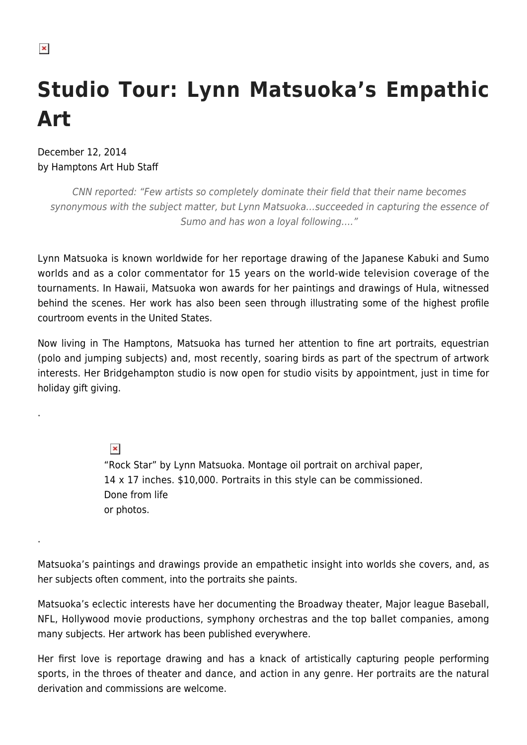# Studio Tour: Lynn Matsuoka's Empathic Art

December 12, 2014
by Hamptons Art Hub Staff

> *CNN reported: "Few artists so completely dominate their field that their name becomes synonymous with the subject matter, but Lynn Matsuoka…succeeded in capturing the essence of Sumo and has won a loyal following…."*

Lynn Matsuoka is known worldwide for her reportage drawing of the Japanese Kabuki and Sumo worlds and as a color commentator for 15 years on the world-wide television coverage of the tournaments. In Hawaii, Matsuoka won awards for her paintings and drawings of Hula, witnessed behind the scenes. Her work has also been seen through illustrating some of the highest profile courtroom events in the United States.

Now living in The Hamptons, Matsuoka has turned her attention to fine art portraits, equestrian (polo and jumping subjects) and, most recently, soaring birds as part of the spectrum of artwork interests. Her Bridgehampton studio is now open for studio visits by appointment, just in time for holiday gift giving.

.

"Rock Star" by Lynn Matsuoka. Montage oil portrait on archival paper, 14 x 17 inches. $10,000. Portraits in this style can be commissioned. Done from life or photos.

.

Matsuoka's paintings and drawings provide an empathetic insight into worlds she covers, and, as her subjects often comment, into the portraits she paints.

Matsuoka's eclectic interests have her documenting the Broadway theater, Major league Baseball, NFL, Hollywood movie productions, symphony orchestras and the top ballet companies, among many subjects. Her artwork has been published everywhere.

Her first love is reportage drawing and has a knack of artistically capturing people performing sports, in the throes of theater and dance, and action in any genre. Her portraits are the natural derivation and commissions are welcome.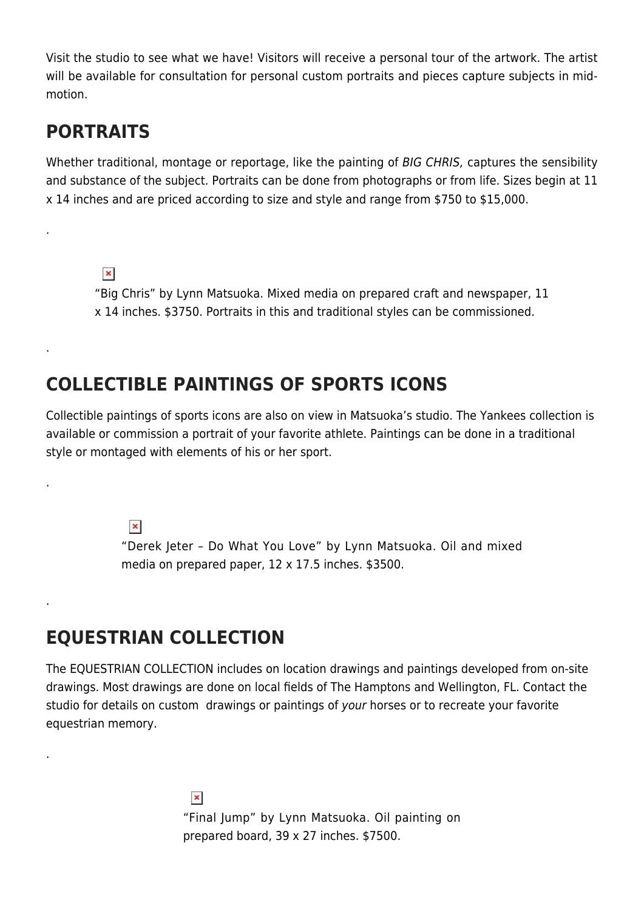Visit the studio to see what we have! Visitors will receive a personal tour of the artwork. The artist will be available for consultation for personal custom portraits and pieces capture subjects in mid-motion.

## PORTRAITS

Whether traditional, montage or reportage, like the painting of *BIG CHRIS,* captures the sensibility and substance of the subject. Portraits can be done from photographs or from life. Sizes begin at 11 x 14 inches and are priced according to size and style and range from $750 to $15,000.

.

"Big Chris" by Lynn Matsuoka. Mixed media on prepared craft and newspaper, 11 x 14 inches. $3750. Portraits in this and traditional styles can be commissioned.

.

## COLLECTIBLE PAINTINGS OF SPORTS ICONS

Collectible paintings of sports icons are also on view in Matsuoka's studio. The Yankees collection is available or commission a portrait of your favorite athlete. Paintings can be done in a traditional style or montaged with elements of his or her sport.

.

"Derek Jeter – Do What You Love" by Lynn Matsuoka. Oil and mixed media on prepared paper, 12 x 17.5 inches. $3500.

.

## EQUESTRIAN COLLECTION

The EQUESTRIAN COLLECTION includes on location drawings and paintings developed from on-site drawings. Most drawings are done on local fields of The Hamptons and Wellington, FL. Contact the studio for details on custom drawings or paintings of *your* horses or to recreate your favorite equestrian memory.

.

"Final Jump" by Lynn Matsuoka. Oil painting on prepared board, 39 x 27 inches. $7500.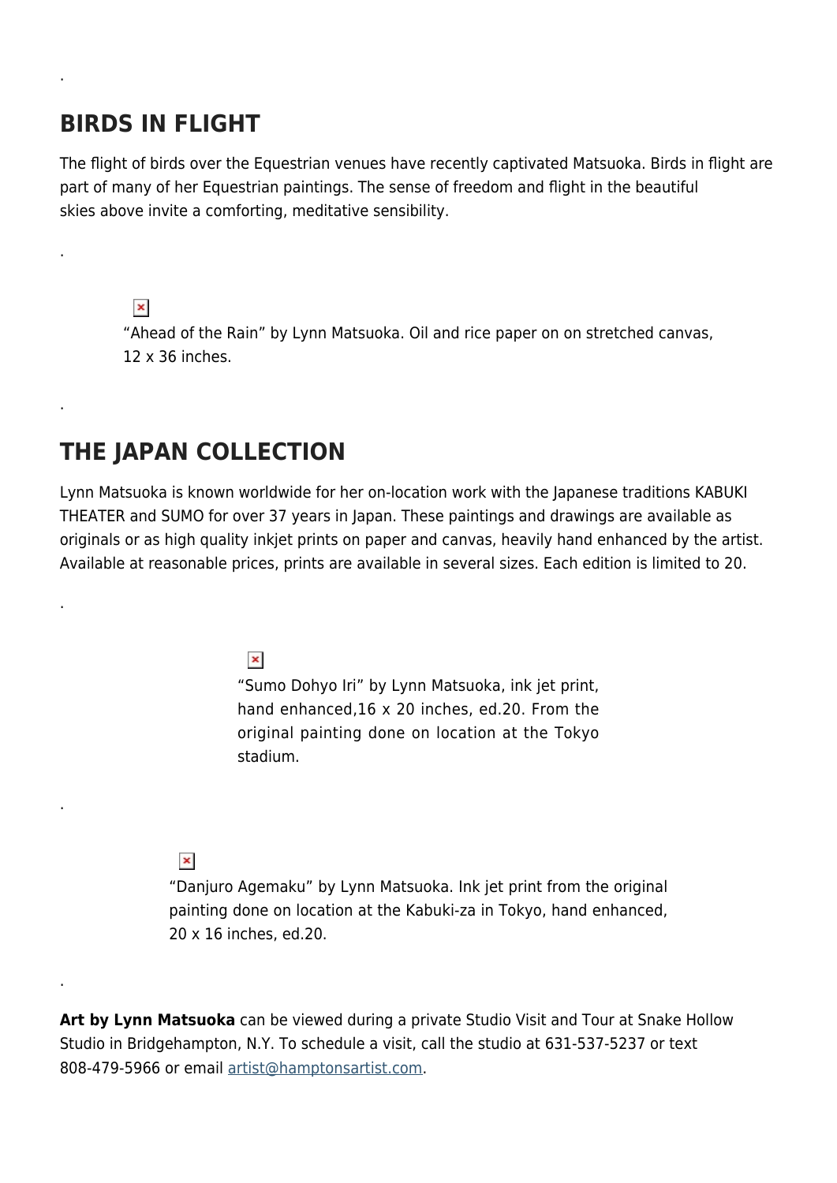.

## BIRDS IN FLIGHT

The flight of birds over the Equestrian venues have recently captivated Matsuoka. Birds in flight are part of many of her Equestrian paintings. The sense of freedom and flight in the beautiful skies above invite a comforting, meditative sensibility.

.

“Ahead of the Rain” by Lynn Matsuoka. Oil and rice paper on on stretched canvas, 12 x 36 inches.

.

## THE JAPAN COLLECTION

Lynn Matsuoka is known worldwide for her on-location work with the Japanese traditions KABUKI THEATER and SUMO for over 37 years in Japan. These paintings and drawings are available as originals or as high quality inkjet prints on paper and canvas, heavily hand enhanced by the artist. Available at reasonable prices, prints are available in several sizes. Each edition is limited to 20.

.

“Sumo Dohyo Iri” by Lynn Matsuoka, ink jet print, hand enhanced,16 x 20 inches, ed.20. From the original painting done on location at the Tokyo stadium.

.

“Danjuro Agemaku” by Lynn Matsuoka. Ink jet print from the original painting done on location at the Kabuki-za in Tokyo, hand enhanced, 20 x 16 inches, ed.20.

.

**Art by Lynn Matsuoka** can be viewed during a private Studio Visit and Tour at Snake Hollow Studio in Bridgehampton, N.Y. To schedule a visit, call the studio at 631-537-5237 or text 808-479-5966 or email artist@hamptonsartist.com.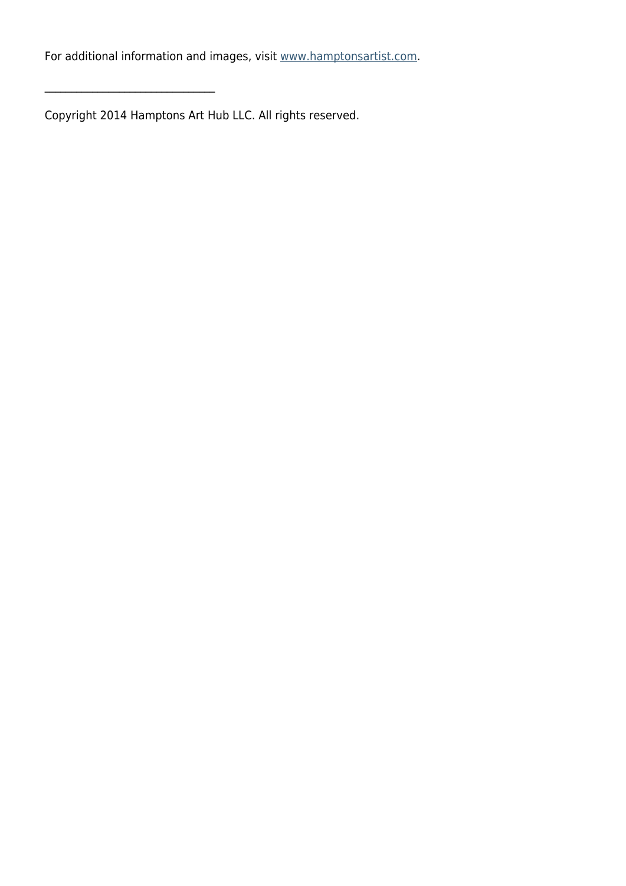For additional information and images, visit [www.hamptonsartist.com](http://www.hamptonsartist.com).

______________________________

Copyright 2014 Hamptons Art Hub LLC. All rights reserved.